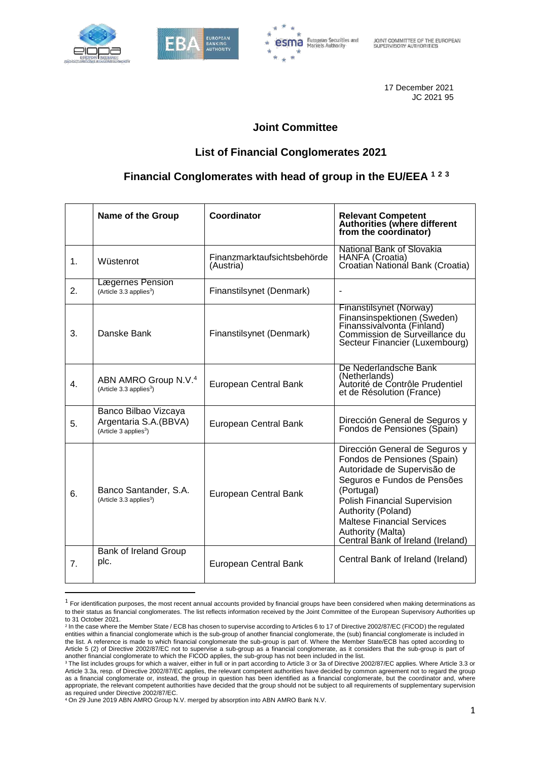17 December 2021
JC 2021 95

# Joint Committee

## List of Financial Conglomerates 2021

### Financial Conglomerates with head of group in the EU/EEA [1] [2] [3]

| | Name of the Group | Coordinator | Relevant Competent Authorities (where different from the coordinator) |
|---|---|---|---|
| 1. | Wüstenrot | Finanzmarktaufsichtsbehörde (Austria) | National Bank of Slovakia<br>HANFA (Croatia)<br>Croatian National Bank (Croatia) |
| 2. | Lægernes Pension (Article 3.3 applies[3]) | Finanstilsynet (Denmark) | - |
| 3. | Danske Bank | Finanstilsynet (Denmark) | Finanstilsynet (Norway)<br>Finansinspektionen (Sweden)<br>Finanssivalvonta (Finland)<br>Commission de Surveillance du Secteur Financier (Luxembourg) |
| 4. | ABN AMRO Group N.V.[4] (Article 3.3 applies[3]) | European Central Bank | De Nederlandsche Bank (Netherlands)<br>Autorité de Contrôle Prudentiel et de Résolution (France) |
| 5. | Banco Bilbao Vizcaya Argentaria S.A.(BBVA) (Article 3 applies[3]) | European Central Bank | Dirección General de Seguros y Fondos de Pensiones (Spain) |
| 6. | Banco Santander, S.A. (Article 3.3 applies[3]) | European Central Bank | Dirección General de Seguros y Fondos de Pensiones (Spain)<br>Autoridade de Supervisão de Seguros e Fundos de Pensões (Portugal)<br>Polish Financial Supervision Authority (Poland)<br>Maltese Financial Services Authority (Malta)<br>Central Bank of Ireland (Ireland) |
| 7. | Bank of Ireland Group plc. | European Central Bank | Central Bank of Ireland (Ireland) |

[1] For identification purposes, the most recent annual accounts provided by financial groups have been considered when making determinations as to their status as financial conglomerates. The list reflects information received by the Joint Committee of the European Supervisory Authorities up to 31 October 2021.

[2] In the case where the Member State / ECB has chosen to supervise according to Articles 6 to 17 of Directive 2002/87/EC (FICOD) the regulated entities within a financial conglomerate which is the sub-group of another financial conglomerate, the (sub) financial conglomerate is included in the list. A reference is made to which financial conglomerate the sub-group is part of. Where the Member State/ECB has opted according to Article 5 (2) of Directive 2002/87/EC not to supervise a sub-group as a financial conglomerate, as it considers that the sub-group is part of another financial conglomerate to which the FICOD applies, the sub-group has not been included in the list.

[3] The list includes groups for which a waiver, either in full or in part according to Article 3 or 3a of Directive 2002/87/EC applies. Where Article 3.3 or Article 3.3a, resp. of Directive 2002/87/EC applies, the relevant competent authorities have decided by common agreement not to regard the group as a financial conglomerate or, instead, the group in question has been identified as a financial conglomerate, but the coordinator and, where appropriate, the relevant competent authorities have decided that the group should not be subject to all requirements of supplementary supervision as required under Directive 2002/87/EC.

[4] On 29 June 2019 ABN AMRO Group N.V. merged by absorption into ABN AMRO Bank N.V.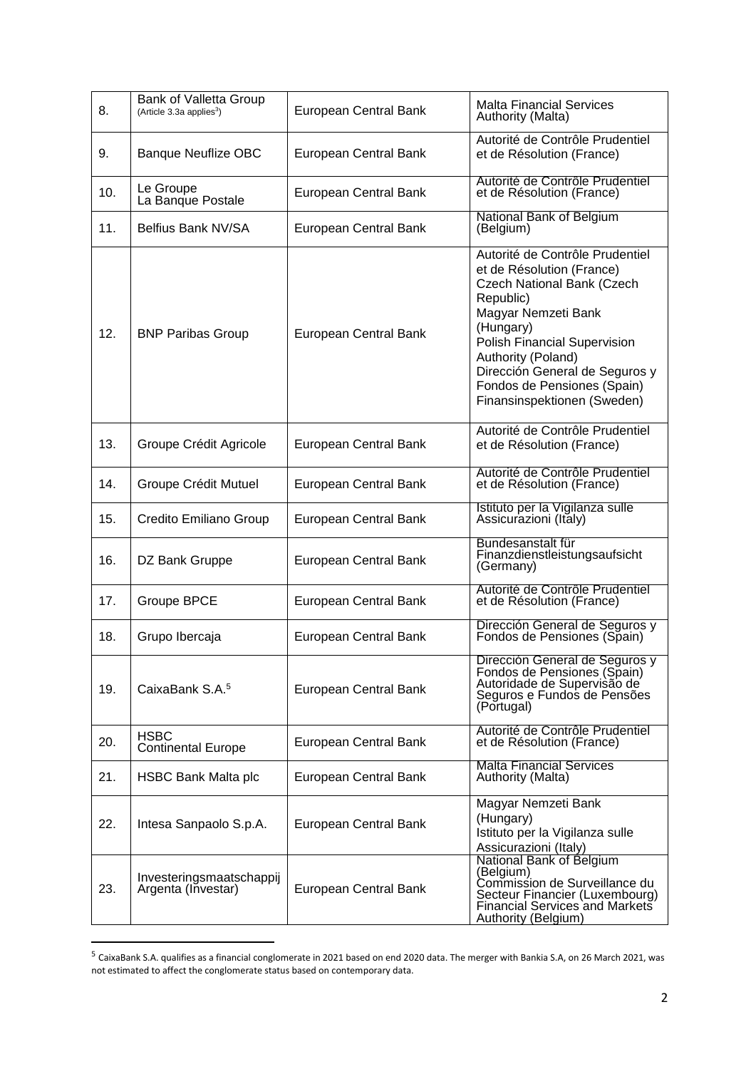| | | | |
|---|---|---|---|
| 8. | Bank of Valletta Group (Article 3.3a applies[3]) | European Central Bank | Malta Financial Services Authority (Malta) |
| 9. | Banque Neuflize OBC | European Central Bank | Autorité de Contrôle Prudentiel et de Résolution (France) |
| 10. | Le Groupe La Banque Postale | European Central Bank | Autorité de Contrôle Prudentiel et de Résolution (France) |
| 11. | Belfius Bank NV/SA | European Central Bank | National Bank of Belgium (Belgium) |
| 12. | BNP Paribas Group | European Central Bank | Autorité de Contrôle Prudentiel et de Résolution (France)<br>Czech National Bank (Czech Republic)<br>Magyar Nemzeti Bank (Hungary)<br>Polish Financial Supervision Authority (Poland)<br>Dirección General de Seguros y Fondos de Pensiones (Spain)<br>Finansinspektionen (Sweden) |
| 13. | Groupe Crédit Agricole | European Central Bank | Autorité de Contrôle Prudentiel et de Résolution (France) |
| 14. | Groupe Crédit Mutuel | European Central Bank | Autorité de Contrôle Prudentiel et de Résolution (France) |
| 15. | Credito Emiliano Group | European Central Bank | Istituto per la Vigilanza sulle Assicurazioni (Italy) |
| 16. | DZ Bank Gruppe | European Central Bank | Bundesanstalt für Finanzdienstleistungsaufsicht (Germany) |
| 17. | Groupe BPCE | European Central Bank | Autorité de Contrôle Prudentiel et de Résolution (France) |
| 18. | Grupo Ibercaja | European Central Bank | Dirección General de Seguros y Fondos de Pensiones (Spain) |
| 19. | CaixaBank S.A.[5] | European Central Bank | Dirección General de Seguros y Fondos de Pensiones (Spain)<br>Autoridade de Supervisão de Seguros e Fundos de Pensões (Portugal) |
| 20. | HSBC Continental Europe | European Central Bank | Autorité de Contrôle Prudentiel et de Résolution (France) |
| 21. | HSBC Bank Malta plc | European Central Bank | Malta Financial Services Authority (Malta) |
| 22. | Intesa Sanpaolo S.p.A. | European Central Bank | Magyar Nemzeti Bank (Hungary)<br>Istituto per la Vigilanza sulle Assicurazioni (Italy) |
| 23. | Investeringsmaatschappij Argenta (Investar) | European Central Bank | National Bank of Belgium (Belgium)<br>Commission de Surveillance du Secteur Financier (Luxembourg)<br>Financial Services and Markets Authority (Belgium) |

[5] CaixaBank S.A. qualifies as a financial conglomerate in 2021 based on end 2020 data. The merger with Bankia S.A, on 26 March 2021, was not estimated to affect the conglomerate status based on contemporary data.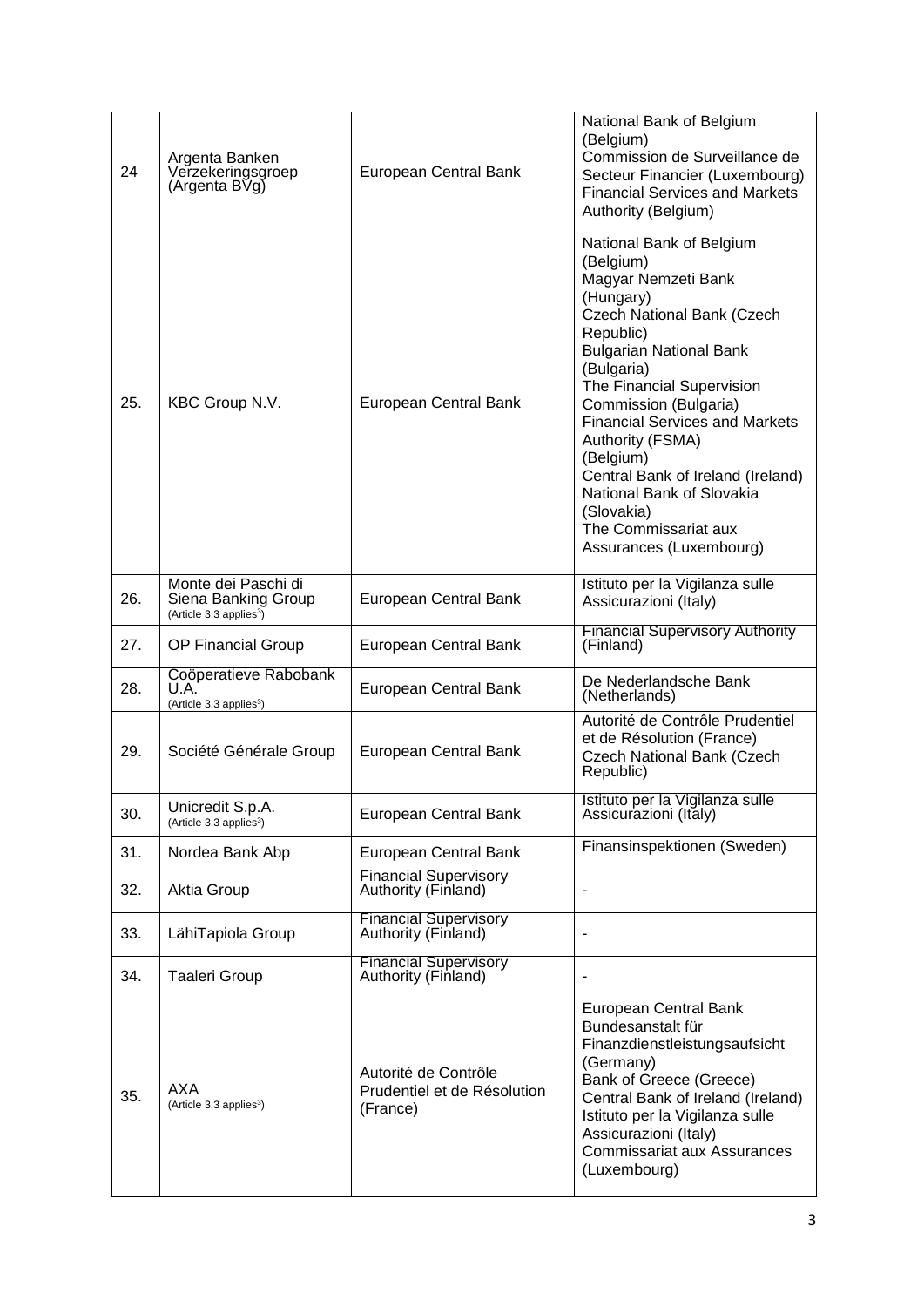| 24 | Argenta Banken Verzekeringsgroep (Argenta BVg) | European Central Bank | National Bank of Belgium (Belgium)<br>Commission de Surveillance de Secteur Financier (Luxembourg)<br>Financial Services and Markets Authority (Belgium) |
|---|---|---|---|
| 25. | KBC Group N.V. | European Central Bank | National Bank of Belgium (Belgium)<br>Magyar Nemzeti Bank (Hungary)<br>Czech National Bank (Czech Republic)<br>Bulgarian National Bank (Bulgaria)<br>The Financial Supervision Commission (Bulgaria)<br>Financial Services and Markets Authority (FSMA) (Belgium)<br>Central Bank of Ireland (Ireland)<br>National Bank of Slovakia (Slovakia)<br>The Commissariat aux Assurances (Luxembourg) |
| 26. | Monte dei Paschi di Siena Banking Group (Article 3.3 applies[3]) | European Central Bank | Istituto per la Vigilanza sulle Assicurazioni (Italy) |
| 27. | OP Financial Group | European Central Bank | Financial Supervisory Authority (Finland) |
| 28. | Coöperatieve Rabobank U.A. (Article 3.3 applies[3]) | European Central Bank | De Nederlandsche Bank (Netherlands) |
| 29. | Société Générale Group | European Central Bank | Autorité de Contrôle Prudentiel et de Résolution (France)<br>Czech National Bank (Czech Republic) |
| 30. | Unicredit S.p.A. (Article 3.3 applies[3]) | European Central Bank | Istituto per la Vigilanza sulle Assicurazioni (Italy) |
| 31. | Nordea Bank Abp | European Central Bank | Finansinspektionen (Sweden) |
| 32. | Aktia Group | Financial Supervisory Authority (Finland) | - |
| 33. | LähiTapiola Group | Financial Supervisory Authority (Finland) | - |
| 34. | Taaleri Group | Financial Supervisory Authority (Finland) | - |
| 35. | AXA (Article 3.3 applies[3]) | Autorité de Contrôle Prudentiel et de Résolution (France) | European Central Bank<br>Bundesanstalt für Finanzdienstleistungsaufsicht (Germany)<br>Bank of Greece (Greece)<br>Central Bank of Ireland (Ireland)<br>Istituto per la Vigilanza sulle Assicurazioni (Italy)<br>Commissariat aux Assurances (Luxembourg) |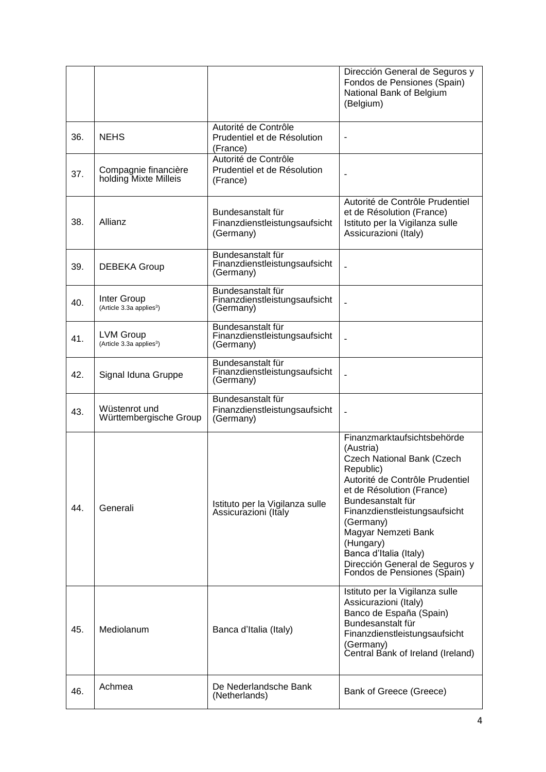| | | | |
|---|---|---|---|
| | | | Dirección General de Seguros y Fondos de Pensiones (Spain) National Bank of Belgium (Belgium) |
| 36. | NEHS | Autorité de Contrôle Prudentiel et de Résolution (France) | - |
| 37. | Compagnie financière holding Mixte Milleis | Autorité de Contrôle Prudentiel et de Résolution (France) | - |
| 38. | Allianz | Bundesanstalt für Finanzdienstleistungsaufsicht (Germany) | Autorité de Contrôle Prudentiel et de Résolution (France) Istituto per la Vigilanza sulle Assicurazioni (Italy) |
| 39. | DEBEKA Group | Bundesanstalt für Finanzdienstleistungsaufsicht (Germany) | - |
| 40. | Inter Group (Article 3.3a applies[3]) | Bundesanstalt für Finanzdienstleistungsaufsicht (Germany) | - |
| 41. | LVM Group (Article 3.3a applies[3]) | Bundesanstalt für Finanzdienstleistungsaufsicht (Germany) | - |
| 42. | Signal Iduna Gruppe | Bundesanstalt für Finanzdienstleistungsaufsicht (Germany) | - |
| 43. | Wüstenrot und Württembergische Group | Bundesanstalt für Finanzdienstleistungsaufsicht (Germany) | - |
| 44. | Generali | Istituto per la Vigilanza sulle Assicurazioni (Italy) | Finanzmarktaufsichtsbehörde (Austria) Czech National Bank (Czech Republic) Autorité de Contrôle Prudentiel et de Résolution (France) Bundesanstalt für Finanzdienstleistungsaufsicht (Germany) Magyar Nemzeti Bank (Hungary) Banca d'Italia (Italy) Dirección General de Seguros y Fondos de Pensiones (Spain) |
| 45. | Mediolanum | Banca d'Italia (Italy) | Istituto per la Vigilanza sulle Assicurazioni (Italy) Banco de España (Spain) Bundesanstalt für Finanzdienstleistungsaufsicht (Germany) Central Bank of Ireland (Ireland) |
| 46. | Achmea | De Nederlandsche Bank (Netherlands) | Bank of Greece (Greece) |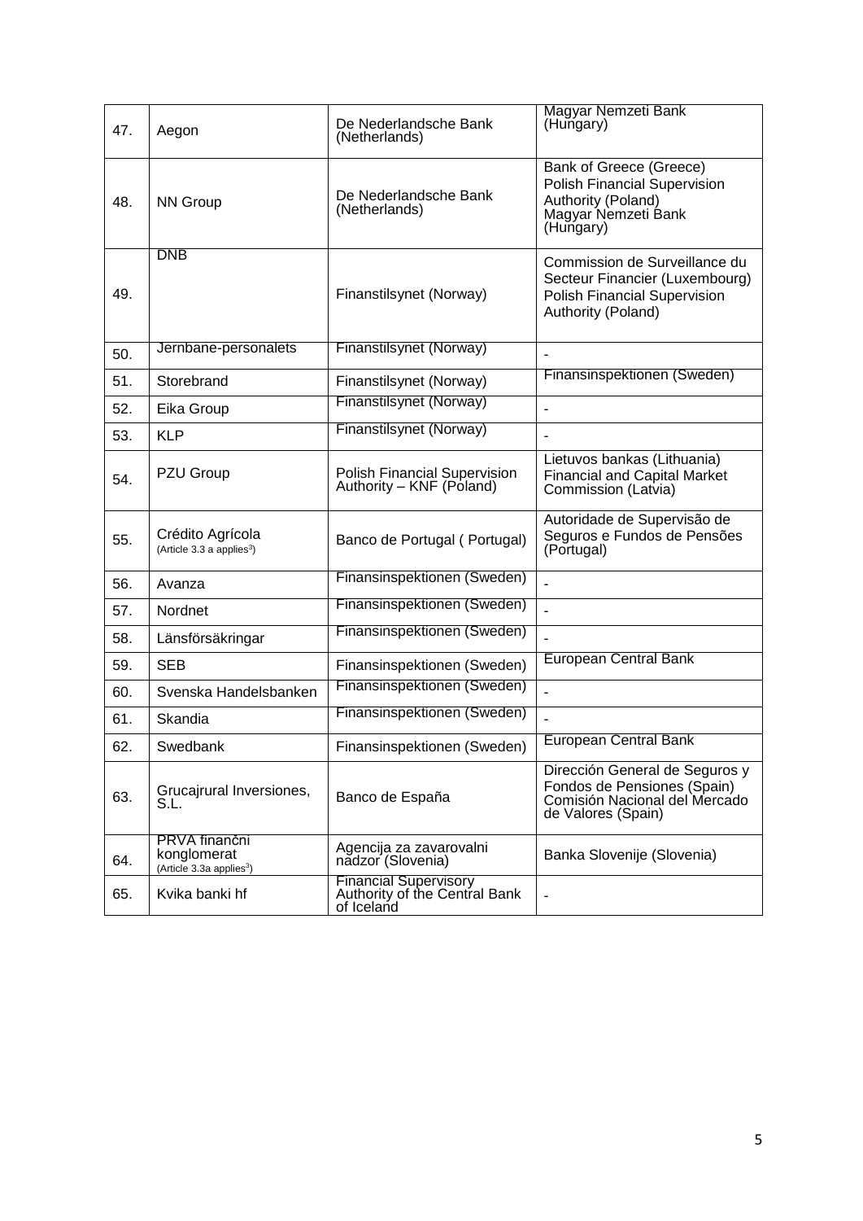| | | | |
|---|---|---|---|
| 47. | Aegon | De Nederlandsche Bank (Netherlands) | Magyar Nemzeti Bank (Hungary) |
| 48. | NN Group | De Nederlandsche Bank (Netherlands) | Bank of Greece (Greece)<br>Polish Financial Supervision Authority (Poland)<br>Magyar Nemzeti Bank (Hungary) |
| 49. | DNB | Finanstilsynet (Norway) | Commission de Surveillance du Secteur Financier (Luxembourg)<br>Polish Financial Supervision Authority (Poland) |
| 50. | Jernbane-personalets | Finanstilsynet (Norway) | - |
| 51. | Storebrand | Finanstilsynet (Norway) | Finansinspektionen (Sweden) |
| 52. | Eika Group | Finanstilsynet (Norway) | - |
| 53. | KLP | Finanstilsynet (Norway) | - |
| 54. | PZU Group | Polish Financial Supervision Authority – KNF (Poland) | Lietuvos bankas (Lithuania)<br>Financial and Capital Market Commission (Latvia) |
| 55. | Crédito Agrícola<br>(Article 3.3 a applies[3]) | Banco de Portugal ( Portugal) | Autoridade de Supervisão de Seguros e Fundos de Pensões (Portugal) |
| 56. | Avanza | Finansinspektionen (Sweden) | - |
| 57. | Nordnet | Finansinspektionen (Sweden) | - |
| 58. | Länsförsäkringar | Finansinspektionen (Sweden) | - |
| 59. | SEB | Finansinspektionen (Sweden) | European Central Bank |
| 60. | Svenska Handelsbanken | Finansinspektionen (Sweden) | - |
| 61. | Skandia | Finansinspektionen (Sweden) | - |
| 62. | Swedbank | Finansinspektionen (Sweden) | European Central Bank |
| 63. | Grucajrural Inversiones, S.L. | Banco de España | Dirección General de Seguros y Fondos de Pensiones (Spain)<br>Comisión Nacional del Mercado de Valores (Spain) |
| 64. | PRVA finančni konglomerat<br>(Article 3.3a applies[3]) | Agencija za zavarovalni nadzor (Slovenia) | Banka Slovenije (Slovenia) |
| 65. | Kvika banki hf | Financial Supervisory Authority of the Central Bank of Iceland | - |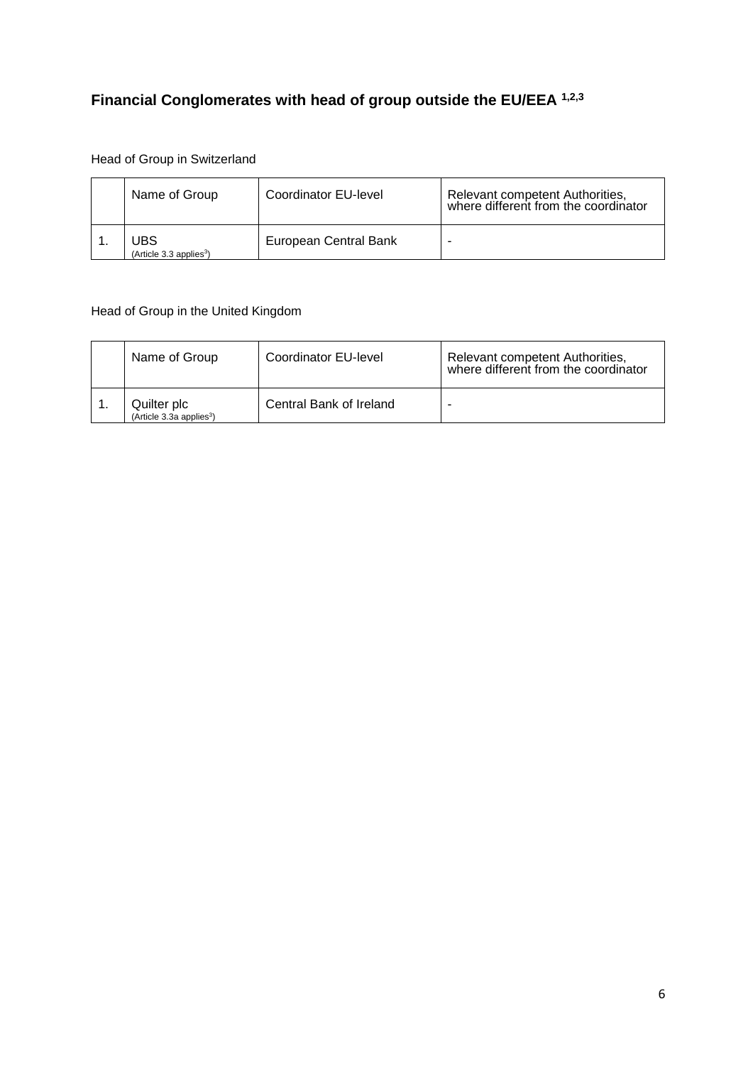## Financial Conglomerates with head of group outside the EU/EEA [1,2,3]

Head of Group in Switzerland

| | Name of Group | Coordinator EU-level | Relevant competent Authorities, where different from the coordinator |
|---|---|---|---|
| 1. | UBS (Article 3.3 applies[3]) | European Central Bank | - |

Head of Group in the United Kingdom

| | Name of Group | Coordinator EU-level | Relevant competent Authorities, where different from the coordinator |
|---|---|---|---|
| 1. | Quilter plc (Article 3.3a applies[3]) | Central Bank of Ireland | - |